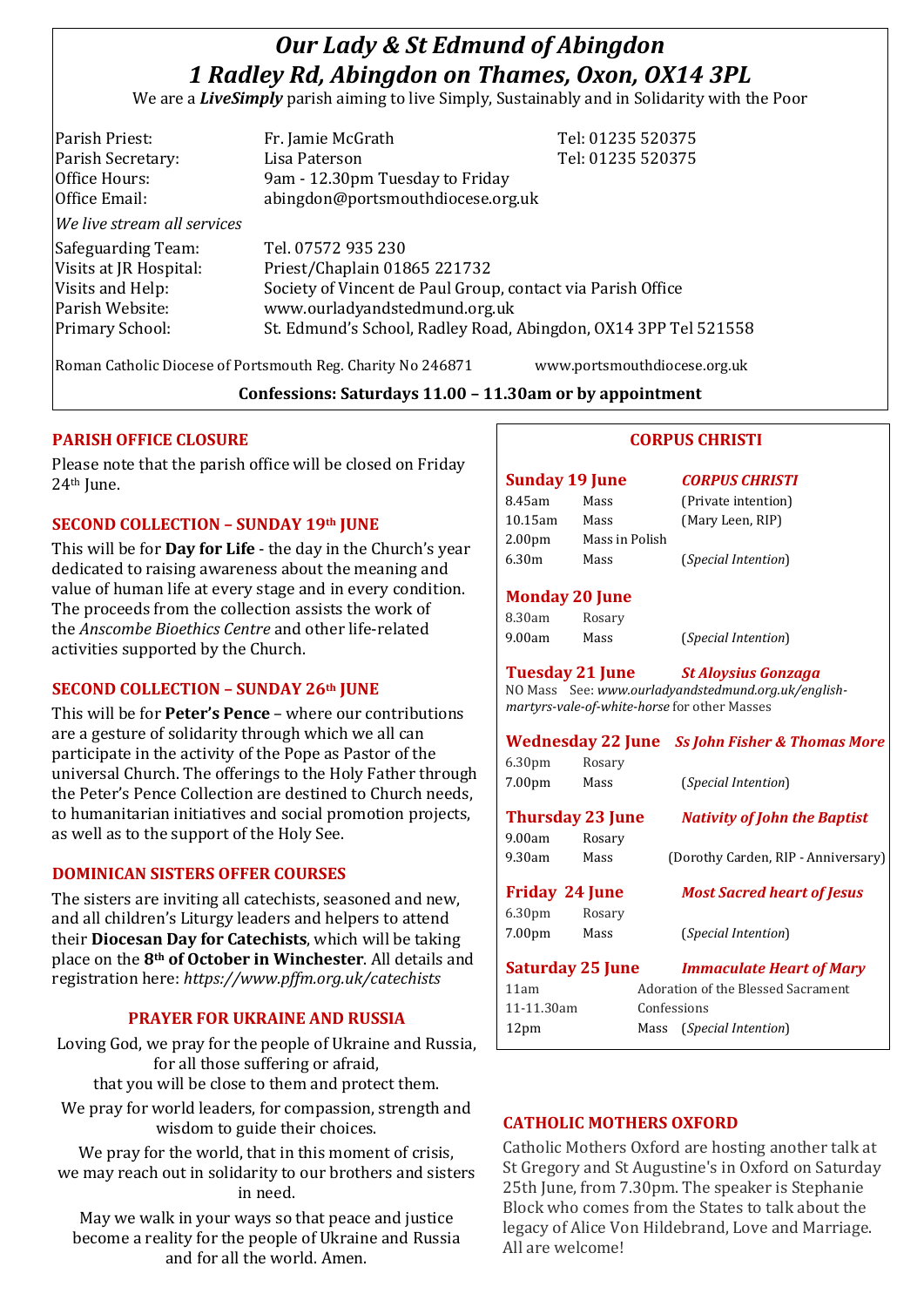# *Our Lady & St Edmund of Abingdon*
# *1 Radley Rd, Abingdon on Thames, Oxon, OX14 3PL*

We are a ***LiveSimply*** parish aiming to live Simply, Sustainably and in Solidarity with the Poor

| | | |
|---|---|---|
| Parish Priest: | Fr. Jamie McGrath | Tel: 01235 520375 |
| Parish Secretary: | Lisa Paterson | Tel: 01235 520375 |
| Office Hours: | 9am - 12.30pm Tuesday to Friday | |
| Office Email: | abingdon@portsmouthdiocese.org.uk | |

*We live stream all services*

| | |
|---|---|
| Safeguarding Team: | Tel. 07572 935 230 |
| Visits at JR Hospital: | Priest/Chaplain 01865 221732 |
| Visits and Help: | Society of Vincent de Paul Group, contact via Parish Office |
| Parish Website: | www.ourladyandstedmund.org.uk |
| Primary School: | St. Edmund's School, Radley Road, Abingdon, OX14 3PP Tel 521558 |

Roman Catholic Diocese of Portsmouth Reg. Charity No 246871 www.portsmouthdiocese.org.uk

**Confessions: Saturdays 11.00 – 11.30am or by appointment**

## PARISH OFFICE CLOSURE

Please note that the parish office will be closed on Friday 24th June.

## SECOND COLLECTION – SUNDAY 19th JUNE

This will be for **Day for Life** - the day in the Church's year dedicated to raising awareness about the meaning and value of human life at every stage and in every condition. The proceeds from the collection assists the work of the *Anscombe Bioethics Centre* and other life-related activities supported by the Church.

## SECOND COLLECTION – SUNDAY 26th JUNE

This will be for **Peter's Pence** – where our contributions are a gesture of solidarity through which we all can participate in the activity of the Pope as Pastor of the universal Church. The offerings to the Holy Father through the Peter's Pence Collection are destined to Church needs, to humanitarian initiatives and social promotion projects, as well as to the support of the Holy See.

## DOMINICAN SISTERS OFFER COURSES

The sisters are inviting all catechists, seasoned and new, and all children's Liturgy leaders and helpers to attend their **Diocesan Day for Catechists**, which will be taking place on the **8th of October in Winchester**. All details and registration here: *https://www.pffm.org.uk/catechists*

## PRAYER FOR UKRAINE AND RUSSIA

Loving God, we pray for the people of Ukraine and Russia, for all those suffering or afraid,
that you will be close to them and protect them.

We pray for world leaders, for compassion, strength and wisdom to guide their choices.

We pray for the world, that in this moment of crisis, we may reach out in solidarity to our brothers and sisters in need.

May we walk in your ways so that peace and justice become a reality for the people of Ukraine and Russia and for all the world. Amen.

## CORPUS CHRISTI

**Sunday 19 June** — ***CORPUS CHRISTI***

| | | |
|---|---|---|
| 8.45am | Mass | (Private intention) |
| 10.15am | Mass | (Mary Leen, RIP) |
| 2.00pm | Mass in Polish | |
| 6.30m | Mass | (*Special Intention*) |

**Monday 20 June**

| | | |
|---|---|---|
| 8.30am | Rosary | |
| 9.00am | Mass | (*Special Intention*) |

**Tuesday 21 June** — ***St Aloysius Gonzaga***

NO Mass See: *www.ourladyandstedmund.org.uk/english-martyrs-vale-of-white-horse* for other Masses

**Wednesday 22 June** — ***Ss John Fisher & Thomas More***

| | | |
|---|---|---|
| 6.30pm | Rosary | |
| 7.00pm | Mass | (*Special Intention*) |

**Thursday 23 June** — ***Nativity of John the Baptist***

| | | |
|---|---|---|
| 9.00am | Rosary | |
| 9.30am | Mass | (Dorothy Carden, RIP - Anniversary) |

**Friday 24 June** — ***Most Sacred heart of Jesus***

| | | |
|---|---|---|
| 6.30pm | Rosary | |
| 7.00pm | Mass | (*Special Intention*) |

**Saturday 25 June** — ***Immaculate Heart of Mary***

| | |
|---|---|
| 11am | Adoration of the Blessed Sacrament |
| 11-11.30am | Confessions |
| 12pm | Mass (*Special Intention*) |

## CATHOLIC MOTHERS OXFORD

Catholic Mothers Oxford are hosting another talk at St Gregory and St Augustine's in Oxford on Saturday 25th June, from 7.30pm. The speaker is Stephanie Block who comes from the States to talk about the legacy of Alice Von Hildebrand, Love and Marriage. All are welcome!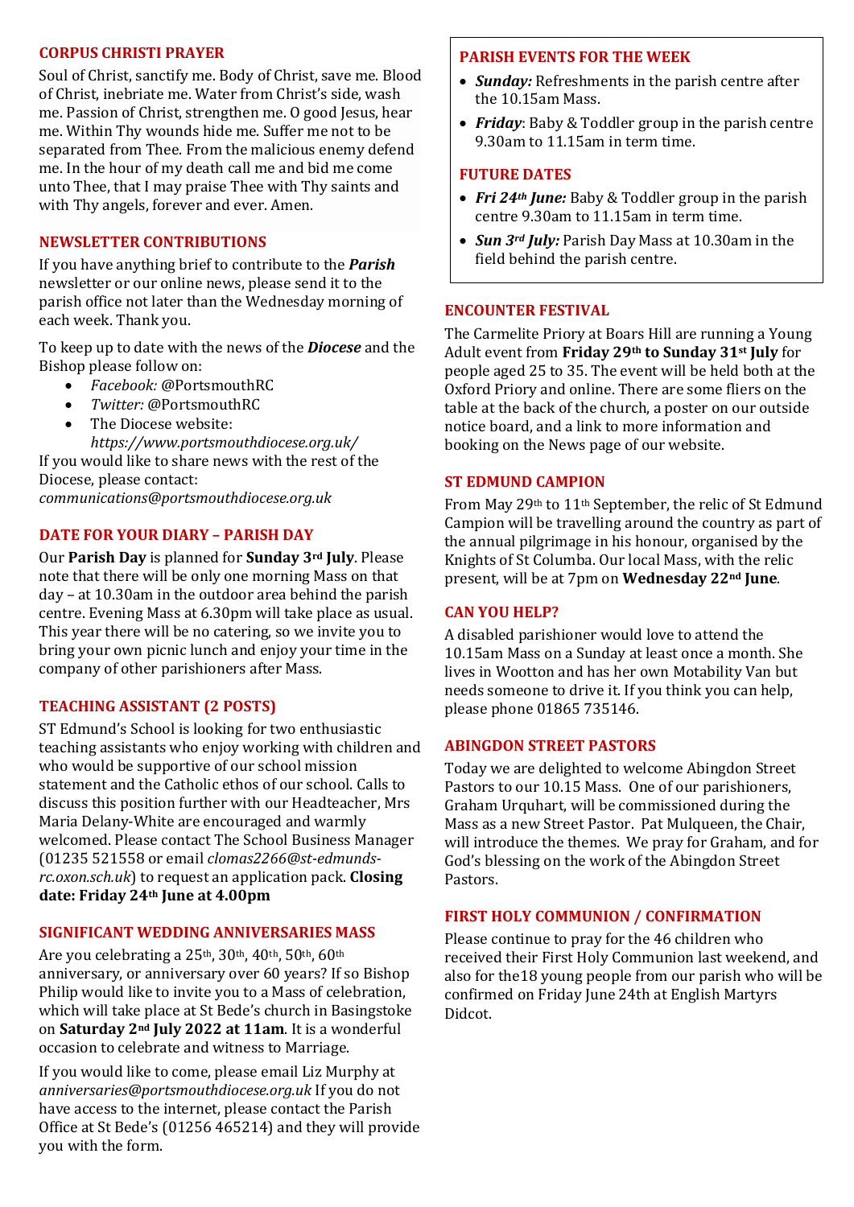## CORPUS CHRISTI PRAYER

Soul of Christ, sanctify me. Body of Christ, save me. Blood of Christ, inebriate me. Water from Christ's side, wash me. Passion of Christ, strengthen me. O good Jesus, hear me. Within Thy wounds hide me. Suffer me not to be separated from Thee. From the malicious enemy defend me. In the hour of my death call me and bid me come unto Thee, that I may praise Thee with Thy saints and with Thy angels, forever and ever. Amen.

## NEWSLETTER CONTRIBUTIONS

If you have anything brief to contribute to the ***Parish*** newsletter or our online news, please send it to the parish office not later than the Wednesday morning of each week. Thank you.

To keep up to date with the news of the ***Diocese*** and the Bishop please follow on:

- *Facebook:* @PortsmouthRC
- *Twitter:* @PortsmouthRC
- The Diocese website: *https://www.portsmouthdiocese.org.uk/*

If you would like to share news with the rest of the Diocese, please contact: *communications@portsmouthdiocese.org.uk*

## DATE FOR YOUR DIARY – PARISH DAY

Our **Parish Day** is planned for **Sunday 3rd July**. Please note that there will be only one morning Mass on that day – at 10.30am in the outdoor area behind the parish centre. Evening Mass at 6.30pm will take place as usual. This year there will be no catering, so we invite you to bring your own picnic lunch and enjoy your time in the company of other parishioners after Mass.

## TEACHING ASSISTANT (2 POSTS)

ST Edmund's School is looking for two enthusiastic teaching assistants who enjoy working with children and who would be supportive of our school mission statement and the Catholic ethos of our school. Calls to discuss this position further with our Headteacher, Mrs Maria Delany-White are encouraged and warmly welcomed. Please contact The School Business Manager (01235 521558 or email *clomas2266@st-edmunds-rc.oxon.sch.uk*) to request an application pack. **Closing date: Friday 24th June at 4.00pm**

## SIGNIFICANT WEDDING ANNIVERSARIES MASS

Are you celebrating a 25th, 30th, 40th, 50th, 60th anniversary, or anniversary over 60 years? If so Bishop Philip would like to invite you to a Mass of celebration, which will take place at St Bede's church in Basingstoke on **Saturday 2nd July 2022 at 11am**. It is a wonderful occasion to celebrate and witness to Marriage.

If you would like to come, please email Liz Murphy at *anniversaries@portsmouthdiocese.org.uk* If you do not have access to the internet, please contact the Parish Office at St Bede's (01256 465214) and they will provide you with the form.

## PARISH EVENTS FOR THE WEEK

- ***Sunday:*** Refreshments in the parish centre after the 10.15am Mass.
- ***Friday***: Baby & Toddler group in the parish centre 9.30am to 11.15am in term time.

## FUTURE DATES

- ***Fri 24th June:*** Baby & Toddler group in the parish centre 9.30am to 11.15am in term time.
- ***Sun 3rd July:*** Parish Day Mass at 10.30am in the field behind the parish centre.

## ENCOUNTER FESTIVAL

The Carmelite Priory at Boars Hill are running a Young Adult event from **Friday 29th to Sunday 31st July** for people aged 25 to 35. The event will be held both at the Oxford Priory and online. There are some fliers on the table at the back of the church, a poster on our outside notice board, and a link to more information and booking on the News page of our website.

## ST EDMUND CAMPION

From May 29th to 11th September, the relic of St Edmund Campion will be travelling around the country as part of the annual pilgrimage in his honour, organised by the Knights of St Columba. Our local Mass, with the relic present, will be at 7pm on **Wednesday 22nd June**.

## CAN YOU HELP?

A disabled parishioner would love to attend the 10.15am Mass on a Sunday at least once a month. She lives in Wootton and has her own Motability Van but needs someone to drive it. If you think you can help, please phone 01865 735146.

## ABINGDON STREET PASTORS

Today we are delighted to welcome Abingdon Street Pastors to our 10.15 Mass. One of our parishioners, Graham Urquhart, will be commissioned during the Mass as a new Street Pastor. Pat Mulqueen, the Chair, will introduce the themes. We pray for Graham, and for God's blessing on the work of the Abingdon Street Pastors.

## FIRST HOLY COMMUNION / CONFIRMATION

Please continue to pray for the 46 children who received their First Holy Communion last weekend, and also for the18 young people from our parish who will be confirmed on Friday June 24th at English Martyrs Didcot.